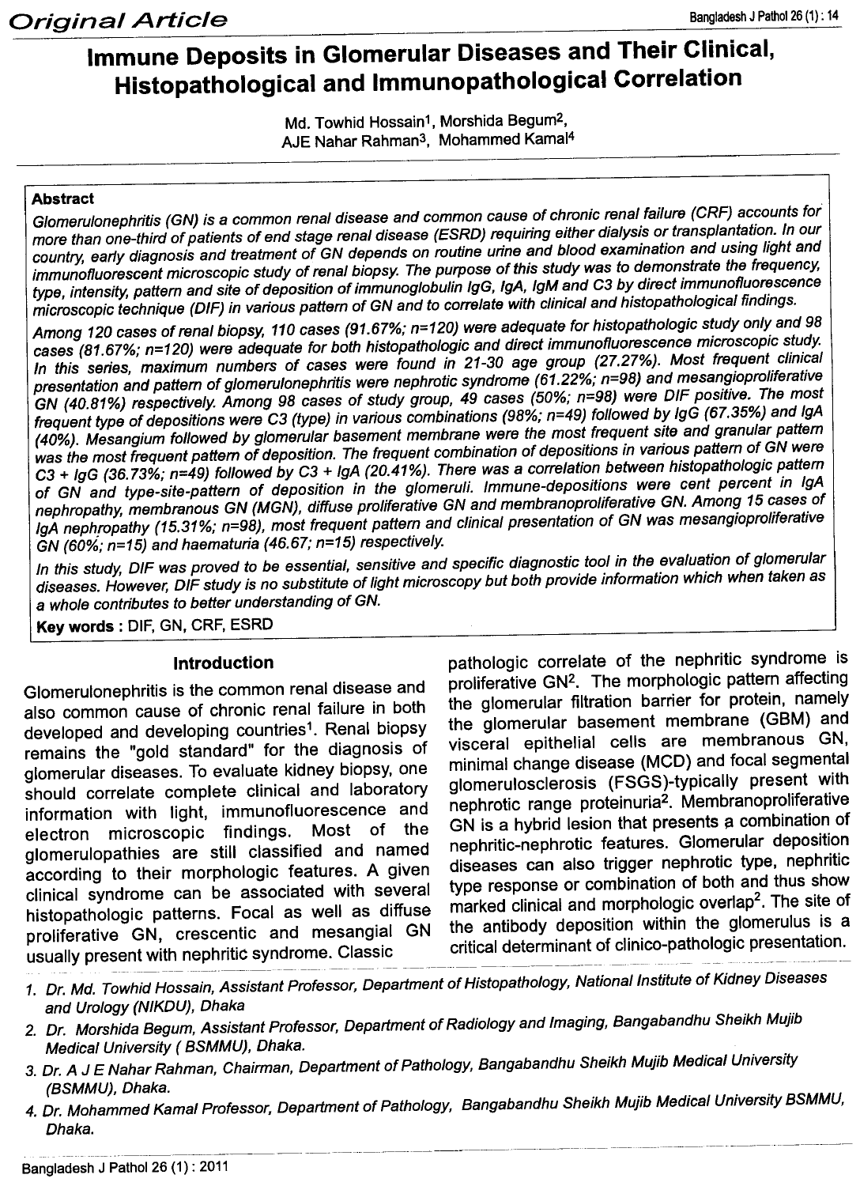*Original Article*

# Immune Deposits in Glomerular Diseases and Their Clinical, Histopathological and Immunopathological Correlation

Md. Towhid Hossain[1], Morshida Begum[2], AJE Nahar Rahman[3], Mohammed Kamal[4]

**Abstract**

*Glomerulonephritis (GN) is a common renal disease and common cause of chronic renal failure (CRF) accounts for more than one-third of patients of end stage renal disease (ESRD) requiring either dialysis or transplantation. In our country, early diagnosis and treatment of GN depends on routine urine and blood examination and using light and immunofluorescent microscopic study of renal biopsy. The purpose of this study was to demonstrate the frequency, type, intensity, pattern and site of deposition of immunoglobulin IgG, IgA, IgM and C3 by direct immunofluorescence microscopic technique (DIF) in various pattern of GN and to correlate with clinical and histopathological findings.*

*Among 120 cases of renal biopsy, 110 cases (91.67%; n=120) were adequate for histopathologic study only and 98 cases (81.67%; n=120) were adequate for both histopathologic and direct immunofluorescence microscopic study. In this series, maximum numbers of cases were found in 21-30 age group (27.27%). Most frequent clinical presentation and pattern of glomerulonephritis were nephrotic syndrome (61.22%; n=98) and mesangioproliferative GN (40.81%) respectively. Among 98 cases of study group, 49 cases (50%; n=98) were DIF positive. The most frequent type of depositions were C3 (type) in various combinations (98%; n=49) followed by IgG (67.35%) and IgA (40%). Mesangium followed by glomerular basement membrane were the most frequent site and granular pattern was the most frequent pattern of deposition. The frequent combination of depositions in various pattern of GN were C3 + IgG (36.73%; n=49) followed by C3 + IgA (20.41%). There was a correlation between histopathologic pattern of GN and type-site-pattern of deposition in the glomeruli. Immune-depositions were cent percent in IgA nephropathy, membranous GN (MGN), diffuse proliferative GN and membranoproliferative GN. Among 15 cases of IgA nephropathy (15.31%; n=98), most frequent pattern and clinical presentation of GN was mesangioproliferative GN (60%; n=15) and haematuria (46.67; n=15) respectively.*

*In this study, DIF was proved to be essential, sensitive and specific diagnostic tool in the evaluation of glomerular diseases. However, DIF study is no substitute of light microscopy but both provide information which when taken as a whole contributes to better understanding of GN.*

**Key words :** DIF, GN, CRF, ESRD

## Introduction

Glomerulonephritis is the common renal disease and also common cause of chronic renal failure in both developed and developing countries[1]. Renal biopsy remains the "gold standard" for the diagnosis of glomerular diseases. To evaluate kidney biopsy, one should correlate complete clinical and laboratory information with light, immunofluorescence and electron microscopic findings. Most of the glomerulopathies are still classified and named according to their morphologic features. A given clinical syndrome can be associated with several histopathologic patterns. Focal as well as diffuse proliferative GN, crescentic and mesangial GN usually present with nephritic syndrome. Classic pathologic correlate of the nephritic syndrome is proliferative GN[2]. The morphologic pattern affecting the glomerular filtration barrier for protein, namely the glomerular basement membrane (GBM) and visceral epithelial cells are membranous GN, minimal change disease (MCD) and focal segmental glomerulosclerosis (FSGS)-typically present with nephrotic range proteinuria[2]. Membranoproliferative GN is a hybrid lesion that presents a combination of nephritic-nephrotic features. Glomerular deposition diseases can also trigger nephrotic type, nephritic type response or combination of both and thus show marked clinical and morphologic overlap[2]. The site of the antibody deposition within the glomerulus is a critical determinant of clinico-pathologic presentation.

1. *Dr. Md. Towhid Hossain, Assistant Professor, Department of Histopathology, National Institute of Kidney Diseases and Urology (NIKDU), Dhaka*
2. *Dr. Morshida Begum, Assistant Professor, Department of Radiology and Imaging, Bangabandhu Sheikh Mujib Medical University ( BSMMU), Dhaka.*
3. *Dr. A J E Nahar Rahman, Chairman, Department of Pathology, Bangabandhu Sheikh Mujib Medical University (BSMMU), Dhaka.*
4. *Dr. Mohammed Kamal Professor, Department of Pathology, Bangabandhu Sheikh Mujib Medical University BSMMU, Dhaka.*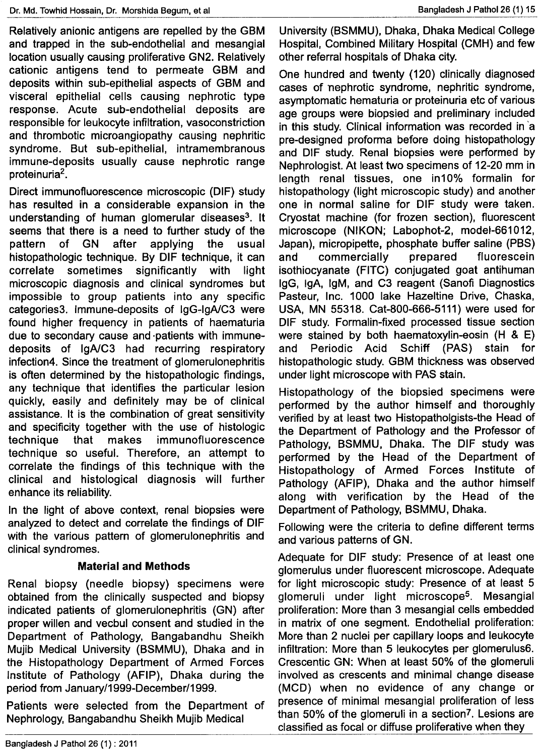Relatively anionic antigens are repelled by the GBM and trapped in the sub-endothelial and mesangial location usually causing proliferative GN2. Relatively cationic antigens tend to permeate GBM and deposits within sub-epithelial aspects of GBM and visceral epithelial cells causing nephrotic type response. Acute sub-endothelial deposits are responsible for leukocyte infiltration, vasoconstriction and thrombotic microangiopathy causing nephritic syndrome. But sub-epithelial, intramembranous immune-deposits usually cause nephrotic range proteinuria[2].

Direct immunofluorescence microscopic (DIF) study has resulted in a considerable expansion in the understanding of human glomerular diseases[3]. It seems that there is a need to further study of the pattern of GN after applying the usual histopathologic technique. By DIF technique, it can correlate sometimes significantly with light microscopic diagnosis and clinical syndromes but impossible to group patients into any specific categories3. Immune-deposits of IgG-IgA/C3 were found higher frequency in patients of haematuria due to secondary cause and patients with immune-deposits of IgA/C3 had recurring respiratory infection4. Since the treatment of glomerulonephritis is often determined by the histopathologic findings, any technique that identifies the particular lesion quickly, easily and definitely may be of clinical assistance. It is the combination of great sensitivity and specificity together with the use of histologic technique that makes immunofluorescence technique so useful. Therefore, an attempt to correlate the findings of this technique with the clinical and histological diagnosis will further enhance its reliability.

In the light of above context, renal biopsies were analyzed to detect and correlate the findings of DIF with the various pattern of glomerulonephritis and clinical syndromes.

## Material and Methods

Renal biopsy (needle biopsy) specimens were obtained from the clinically suspected and biopsy indicated patients of glomerulonephritis (GN) after proper willen and vecbul consent and studied in the Department of Pathology, Bangabandhu Sheikh Mujib Medical University (BSMMU), Dhaka and in the Histopathology Department of Armed Forces Institute of Pathology (AFIP), Dhaka during the period from January/1999-December/1999.

Patients were selected from the Department of Nephrology, Bangabandhu Sheikh Mujib Medical University (BSMMU), Dhaka, Dhaka Medical College Hospital, Combined Military Hospital (CMH) and few other referral hospitals of Dhaka city.

One hundred and twenty (120) clinically diagnosed cases of nephrotic syndrome, nephritic syndrome, asymptomatic hematuria or proteinuria etc of various age groups were biopsied and preliminary included in this study. Clinical information was recorded in a pre-designed proforma before doing histopathology and DIF study. Renal biopsies were performed by Nephrologist. At least two specimens of 12-20 mm in length renal tissues, one in10% formalin for histopathology (light microscopic study) and another one in normal saline for DIF study were taken. Cryostat machine (for frozen section), fluorescent microscope (NIKON; Labophot-2, model-661012, Japan), micropipette, phosphate buffer saline (PBS) and commercially prepared fluorescein isothiocyanate (FITC) conjugated goat antihuman IgG, IgA, IgM, and C3 reagent (Sanofi Diagnostics Pasteur, Inc. 1000 lake Hazeltine Drive, Chaska, USA, MN 55318. Cat-800-666-5111) were used for DIF study. Formalin-fixed processed tissue section were stained by both haematoxylin-eosin (H & E) and Periodic Acid Schiff (PAS) stain for histopathologic study. GBM thickness was observed under light microscope with PAS stain.

Histopathology of the biopsied specimens were performed by the author himself and thoroughly verified by at least two Histopatholgists-the Head of the Department of Pathology and the Professor of Pathology, BSMMU, Dhaka. The DIF study was performed by the Head of the Department of Histopathology of Armed Forces Institute of Pathology (AFIP), Dhaka and the author himself along with verification by the Head of the Department of Pathology, BSMMU, Dhaka.

Following were the criteria to define different terms and various patterns of GN.

Adequate for DIF study: Presence of at least one glomerulus under fluorescent microscope. Adequate for light microscopic study: Presence of at least 5 glomeruli under light microscope[5]. Mesangial proliferation: More than 3 mesangial cells embedded in matrix of one segment. Endothelial proliferation: More than 2 nuclei per capillary loops and leukocyte infiltration: More than 5 leukocytes per glomerulus6. Crescentic GN: When at least 50% of the glomeruli involved as crescents and minimal change disease (MCD) when no evidence of any change or presence of minimal mesangial proliferation of less than 50% of the glomeruli in a section[7]. Lesions are classified as focal or diffuse proliferative when they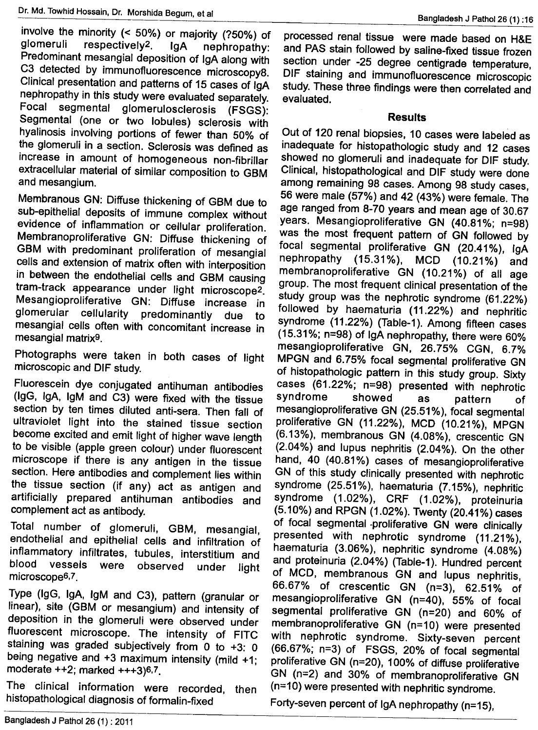involve the minority (< 50%) or majority (?50%) of glomeruli respectively[2]. IgA nephropathy: Predominant mesangial deposition of IgA along with C3 detected by immunofluorescence microscopy[8]. Clinical presentation and patterns of 15 cases of IgA nephropathy in this study were evaluated separately. Focal segmental glomerulosclerosis (FSGS): Segmental (one or two lobules) sclerosis with hyalinosis involving portions of fewer than 50% of the glomeruli in a section. Sclerosis was defined as increase in amount of homogeneous non-fibrillar extracellular material of similar composition to GBM and mesangium.

Membranous GN: Diffuse thickening of GBM due to sub-epithelial deposits of immune complex without evidence of inflammation or cellular proliferation. Membranoproliferative GN: Diffuse thickening of GBM with predominant proliferation of mesangial cells and extension of matrix often with interposition in between the endothelial cells and GBM causing tram-track appearance under light microscope[2]. Mesangioproliferative GN: Diffuse increase in glomerular cellularity predominantly due to mesangial cells often with concomitant increase in mesangial matrix[9].

Photographs were taken in both cases of light microscopic and DIF study.

Fluorescein dye conjugated antihuman antibodies (IgG, IgA, IgM and C3) were fixed with the tissue section by ten times diluted anti-sera. Then fall of ultraviolet light into the stained tissue section become excited and emit light of higher wave length to be visible (apple green colour) under fluorescent microscope if there is any antigen in the tissue section. Here antibodies and complement lies within the tissue section (if any) act as antigen and artificially prepared antihuman antibodies and complement act as antibody.

Total number of glomeruli, GBM, mesangial, endothelial and epithelial cells and infiltration of inflammatory infiltrates, tubules, interstitium and blood vessels were observed under light microscope[6,7].

Type (IgG, IgA, IgM and C3), pattern (granular or linear), site (GBM or mesangium) and intensity of deposition in the glomeruli were observed under fluorescent microscope. The intensity of FITC staining was graded subjectively from 0 to +3: 0 being negative and +3 maximum intensity (mild +1; moderate ++2; marked +++3)[6,7].

The clinical information were recorded, then histopathological diagnosis of formalin-fixed processed renal tissue were made based on H&E and PAS stain followed by saline-fixed tissue frozen section under -25 degree centigrade temperature, DIF staining and immunofluorescence microscopic study. These three findings were then correlated and evaluated.

## Results

Out of 120 renal biopsies, 10 cases were labeled as inadequate for histopathologic study and 12 cases showed no glomeruli and inadequate for DIF study. Clinical, histopathological and DIF study were done among remaining 98 cases. Among 98 study cases, 56 were male (57%) and 42 (43%) were female. The age ranged from 8-70 years and mean age of 30.67 years. Mesangioproliferative GN (40.81%; n=98) was the most frequent pattern of GN followed by focal segmental proliferative GN (20.41%), IgA nephropathy (15.31%), MCD (10.21%) and membranoproliferative GN (10.21%) of all age group. The most frequent clinical presentation of the study group was the nephrotic syndrome (61.22%) followed by haematuria (11.22%) and nephritic syndrome (11.22%) (Table-1). Among fifteen cases (15.31%; n=98) of IgA nephropathy, there were 60% mesangioproliferative GN, 26.75% CGN, 6.7% MPGN and 6.75% focal segmental proliferative GN of histopathologic pattern in this study group. Sixty cases (61.22%; n=98) presented with nephrotic syndrome showed as pattern of mesangioproliferative GN (25.51%), focal segmental proliferative GN (11.22%), MCD (10.21%), MPGN (6.13%), membranous GN (4.08%), crescentic GN (2.04%) and lupus nephritis (2.04%). On the other hand, 40 (40.81%) cases of mesangioproliferative GN of this study clinically presented with nephrotic syndrome (25.51%), haematuria (7.15%), nephritic syndrome (1.02%), CRF (1.02%), proteinuria (5.10%) and RPGN (1.02%). Twenty (20.41%) cases of focal segmental proliferative GN were clinically presented with nephrotic syndrome (11.21%), haematuria (3.06%), nephritic syndrome (4.08%) and proteinuria (2.04%) (Table-1). Hundred percent of MCD, membranous GN and lupus nephritis, 66.67% of crescentic GN (n=3), 62.51% of mesangioproliferative GN (n=40), 55% of focal segmental proliferative GN (n=20) and 60% of membranoproliferative GN (n=10) were presented with nephrotic syndrome. Sixty-seven percent (66.67%; n=3) of FSGS, 20% of focal segmental proliferative GN (n=20), 100% of diffuse proliferative GN (n=2) and 30% of membranoproliferative GN (n=10) were presented with nephritic syndrome.

Forty-seven percent of IgA nephropathy (n=15),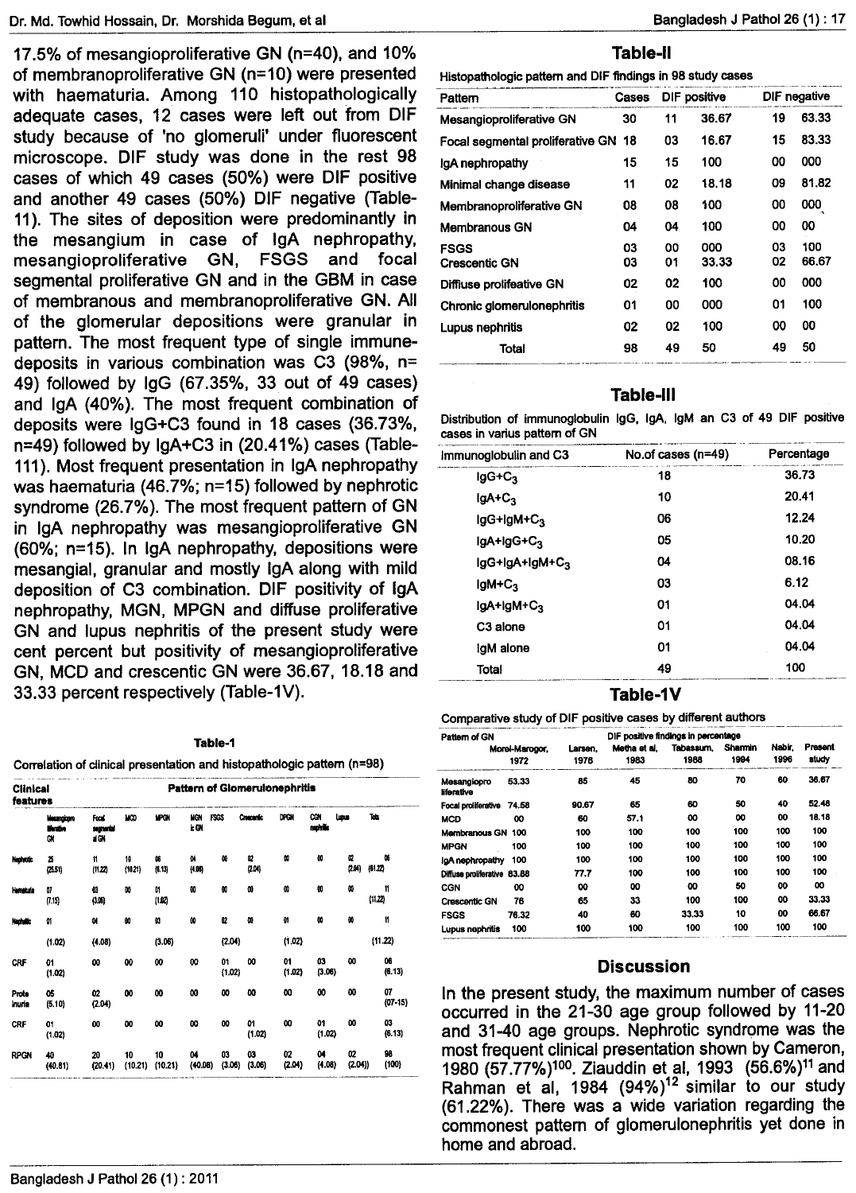17.5% of mesangioproliferative GN (n=40), and 10% of membranoproliferative GN (n=10) were presented with haematuria. Among 110 histopathologically adequate cases, 12 cases were left out from DIF study because of 'no glomeruli' under fluorescent microscope. DIF study was done in the rest 98 cases of which 49 cases (50%) were DIF positive and another 49 cases (50%) DIF negative (Table-11). The sites of deposition were predominantly in the mesangium in case of IgA nephropathy, mesangioproliferative GN, FSGS and focal segmental proliferative GN and in the GBM in case of membranous and membranoproliferative GN. All of the glomerular depositions were granular in pattern. The most frequent type of single immune-deposits in various combination was C3 (98%, n= 49) followed by IgG (67.35%, 33 out of 49 cases) and IgA (40%). The most frequent combination of deposits were IgG+C3 found in 18 cases (36.73%, n=49) followed by IgA+C3 in (20.41%) cases (Table-111). Most frequent presentation in IgA nephropathy was haematuria (46.7%; n=15) followed by nephrotic syndrome (26.7%). The most frequent pattern of GN in IgA nephropathy was mesangioproliferative GN (60%; n=15). In IgA nephropathy, depositions were mesangial, granular and mostly IgA along with mild deposition of C3 combination. DIF positivity of IgA nephropathy, MGN, MPGN and diffuse proliferative GN and lupus nephritis of the present study were cent percent but positivity of mesangioproliferative GN, MCD and crescentic GN were 36.67, 18.18 and 33.33 percent respectively (Table-1V).

**Table-1**

Correlation of clinical presentation and histopathologic pattern (n=98)

| Clinical features | Pattern of Glomerulonephritis | | | | | | | | | | |
|---|---|---|---|---|---|---|---|---|---|---|---|
| | Mesangioproliferative GN | Focal segmental proliferative GN | MCD | MPGN | MGN | FSGS | Crescentic | DPGN | CGN | Lupus nephritis | Total |
| Nephrotic | 25 (25.51) | 11 (11.22) | 10 (10.21) | 06 (6.13) | 04 (4.08) | 00 | 02 (2.04) | 00 | 00 | 02 (2.04) | 60 (61.22) |
| Haematuria | 07 (7.15) | 03 (3.06) | 00 | 01 (1.02) | 00 | 00 | 00 | 00 | 00 | 00 | 11 (11.22) |
| Nephritic | 01 (1.02) | 04 (4.08) | 00 | 03 (3.06) | 00 | 02 (2.04) | 00 | 01 (1.02) | 00 | 00 | 11 (11.22) |
| CRF | 01 (1.02) | 00 | 00 | 00 | 00 | 01 (1.02) | 00 | 01 (1.02) | 03 (3.06) | 00 | 06 (6.13) |
| Proteinuria | 05 (5.10) | 02 (2.04) | 00 | 00 | 00 | 00 | 00 | 00 | 00 | 00 | 07 (07.15) |
| CRF | 01 (1.02) | 00 | 00 | 00 | 00 | 00 | 01 (1.02) | 00 | 01 (1.02) | 00 | 03 (6.13) |
| RPGN | 40 (40.81) | 20 (20.41) | 10 (10.21) | 10 (10.21) | 04 (40.08) | 03 (3.06) | 03 (3.06) | 02 (2.04) | 04 (4.08) | 02 (2.04) | 98 (100) |

**Table-II**

Histopathologic pattern and DIF findings in 98 study cases

| Pattern | Cases | DIF positive | | DIF negative | |
|---|---|---|---|---|---|
| Mesangioproliferative GN | 30 | 11 | 36.67 | 19 | 63.33 |
| Focal segmental proliferative GN | 18 | 03 | 16.67 | 15 | 83.33 |
| IgA nephropathy | 15 | 15 | 100 | 00 | 000 |
| Minimal change disease | 11 | 02 | 18.18 | 09 | 81.82 |
| Membranoproliferative GN | 08 | 08 | 100 | 00 | 000 |
| Membranous GN | 04 | 04 | 100 | 00 | 00 |
| FSGS | 03 | 00 | 000 | 03 | 100 |
| Crescentic GN | 03 | 01 | 33.33 | 02 | 66.67 |
| Diffiuse prolifeative GN | 02 | 02 | 100 | 00 | 000 |
| Chronic glomerulonephritis | 01 | 00 | 000 | 01 | 100 |
| Lupus nephritis | 02 | 02 | 100 | 00 | 00 |
| Total | 98 | 49 | 50 | 49 | 50 |

**Table-III**

Distribution of immunoglobulin IgG, IgA, IgM an C3 of 49 DIF positive cases in varius pattern of GN

| Immunoglobulin and C3 | No.of cases (n=49) | Percentage |
|---|---|---|
| $IgG+C_3$ | 18 | 36.73 |
| $IgA+C_3$ | 10 | 20.41 |
| $IgG+IgM+C_3$ | 06 | 12.24 |
| $IgA+IgG+C_3$ | 05 | 10.20 |
| $IgG+IgA+IgM+C_3$ | 04 | 08.16 |
| $IgM+C_3$ | 03 | 6.12 |
| $IgA+IgM+C_3$ | 01 | 04.04 |
| C3 alone | 01 | 04.04 |
| IgM alone | 01 | 04.04 |
| Total | 49 | 100 |

**Table-1V**

Comparative study of DIF positive cases by different authors

| Pattern of GN | DIF positive findings in percentage | | | | | | |
|---|---|---|---|---|---|---|---|
| | Morel-Maroger, 1972 | Larsen, 1976 | Metha et al, 1983 | Tabassum, 1988 | Sharmin 1994 | Nabir, 1996 | Present study |
| Mesangioproliferative | 53.33 | 85 | 45 | 80 | 70 | 60 | 36.67 |
| Focal proliferative | 74.58 | 90.67 | 65 | 60 | 50 | 40 | 52.48 |
| MCD | 00 | 60 | 57.1 | 00 | 00 | 00 | 18.18 |
| Membranous GN | 100 | 100 | 100 | 100 | 100 | 100 | 100 |
| MPGN | 100 | 100 | 100 | 100 | 100 | 100 | 100 |
| IgA nephropathy | 100 | 100 | 100 | 100 | 100 | 100 | 100 |
| Diffuse proliferative | 83.88 | 77.7 | 100 | 100 | 100 | 100 | 100 |
| CGN | 00 | 00 | 00 | 00 | 50 | 00 | 00 |
| Crescentic GN | 76 | 65 | 33 | 100 | 100 | 00 | 33.33 |
| FSGS | 76.32 | 40 | 60 | 33.33 | 10 | 00 | 66.67 |
| Lupus nephritis | 100 | 100 | 100 | 100 | 100 | 100 | 100 |

## Discussion

In the present study, the maximum number of cases occurred in the 21-30 age group followed by 11-20 and 31-40 age groups. Nephrotic syndrome was the most frequent clinical presentation shown by Cameron, 1980 (57.77%)[100]. Ziauddin et al, 1993 (56.6%)[11] and Rahman et al, 1984 (94%)[12] similar to our study (61.22%). There was a wide variation regarding the commonest pattern of glomerulonephritis yet done in home and abroad.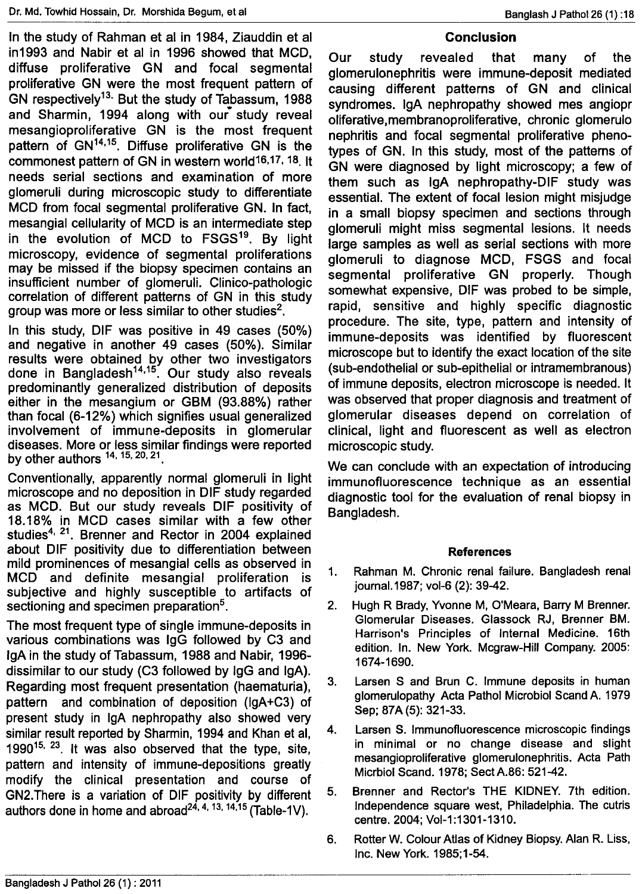In the study of Rahman et al in 1984, Ziauddin et al in1993 and Nabir et al in 1996 showed that MCD, diffuse proliferative GN and focal segmental proliferative GN were the most frequent pattern of GN respectively[13]. But the study of Tabassum, 1988 and Sharmin, 1994 along with our study reveal mesangioproliferative GN is the most frequent pattern of GN[14,15]. Diffuse proliferative GN is the commonest pattern of GN in western world[16,17,18]. It needs serial sections and examination of more glomeruli during microscopic study to differentiate MCD from focal segmental proliferative GN. In fact, mesangial cellularity of MCD is an intermediate step in the evolution of MCD to FSGS[19]. By light microscopy, evidence of segmental proliferations may be missed if the biopsy specimen contains an insufficient number of glomeruli. Clinico-pathologic correlation of different patterns of GN in this study group was more or less similar to other studies[2].

In this study, DIF was positive in 49 cases (50%) and negative in another 49 cases (50%). Similar results were obtained by other two investigators done in Bangladesh[14,15]. Our study also reveals predominantly generalized distribution of deposits either in the mesangium or GBM (93.88%) rather than focal (6-12%) which signifies usual generalized involvement of immune-deposits in glomerular diseases. More or less similar findings were reported by other authors [14, 15, 20, 21].

Conventionally, apparently normal glomeruli in light microscope and no deposition in DIF study regarded as MCD. But our study reveals DIF positivity of 18.18% in MCD cases similar with a few other studies[4, 21]. Brenner and Rector in 2004 explained about DIF positivity due to differentiation between mild prominences of mesangial cells as observed in MCD and definite mesangial proliferation is subjective and highly susceptible to artifacts of sectioning and specimen preparation[5].

The most frequent type of single immune-deposits in various combinations was IgG followed by C3 and IgA in the study of Tabassum, 1988 and Nabir, 1996-dissimilar to our study (C3 followed by IgG and IgA). Regarding most frequent presentation (haematuria), pattern and combination of deposition (IgA+C3) of present study in IgA nephropathy also showed very similar result reported by Sharmin, 1994 and Khan et al, 1990[15, 23]. It was also observed that the type, site, pattern and intensity of immune-depositions greatly modify the clinical presentation and course of GN2.There is a variation of DIF positivity by different authors done in home and abroad[24, 4, 13, 14,15] (Table-1V).

## Conclusion

Our study revealed that many of the glomerulonephritis were immune-deposit mediated causing different patterns of GN and clinical syndromes. IgA nephropathy showed mes angiopr oliferative,membranoproliferative, chronic glomerulo nephritis and focal segmental proliferative phenotypes of GN. In this study, most of the patterns of GN were diagnosed by light microscopy; a few of them such as IgA nephropathy-DIF study was essential. The extent of focal lesion might misjudge in a small biopsy specimen and sections through glomeruli might miss segmental lesions. It needs large samples as well as serial sections with more glomeruli to diagnose MCD, FSGS and focal segmental proliferative GN properly. Though somewhat expensive, DIF was probed to be simple, rapid, sensitive and highly specific diagnostic procedure. The site, type, pattern and intensity of immune-deposits was identified by fluorescent microscope but to identify the exact location of the site (sub-endothelial or sub-epithelial or intramembranous) of immune deposits, electron microscope is needed. It was observed that proper diagnosis and treatment of glomerular diseases depend on correlation of clinical, light and fluorescent as well as electron microscopic study.

We can conclude with an expectation of introducing immunofluorescence technique as an essential diagnostic tool for the evaluation of renal biopsy in Bangladesh.

## References

1. Rahman M. Chronic renal failure. Bangladesh renal journal.1987; vol-6 (2): 39-42.
2. Hugh R Brady, Yvonne M, O'Meara, Barry M Brenner. Glomerular Diseases. Glassock RJ, Brenner BM. Harrison's Principles of Internal Medicine. 16th edition. In. New York. Mcgraw-Hill Company. 2005: 1674-1690.
3. Larsen S and Brun C. Immune deposits in human glomerulopathy Acta Pathol Microbiol Scand A. 1979 Sep; 87A (5): 321-33.
4. Larsen S. Immunofluorescence microscopic findings in minimal or no change disease and slight mesangioproliferative glomerulonephritis. Acta Path Micrbiol Scand. 1978; Sect A.86: 521-42.
5. Brenner and Rector's THE KIDNEY. 7th edition. Independence square west, Philadelphia. The cutris centre. 2004; Vol-1:1301-1310.
6. Rotter W. Colour Atlas of Kidney Biopsy. Alan R. Liss, Inc. New York. 1985;1-54.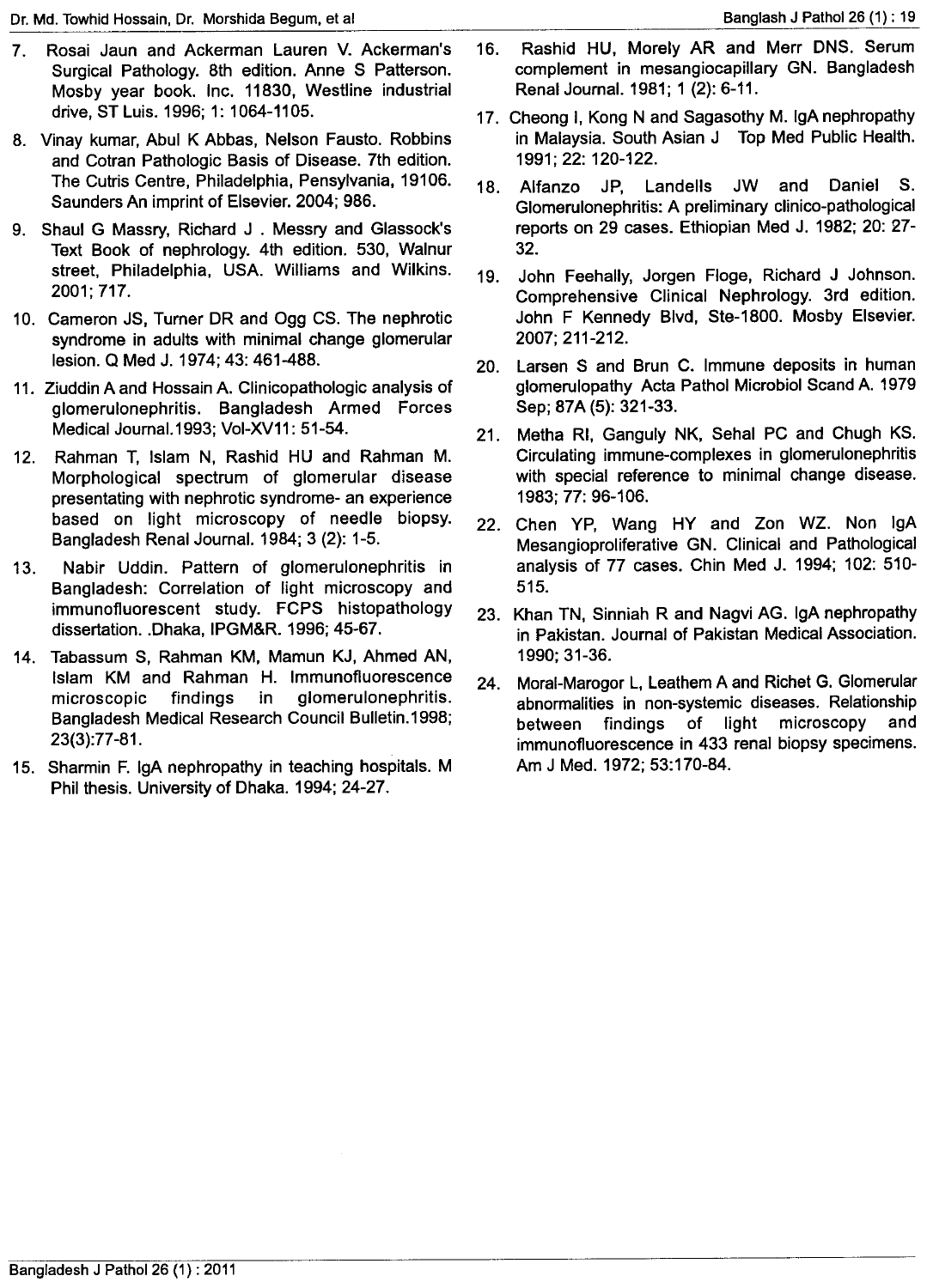7. Rosai Jaun and Ackerman Lauren V. Ackerman's Surgical Pathology. 8th edition. Anne S Patterson. Mosby year book. Inc. 11830, Westline industrial drive, ST Luis. 1996; 1: 1064-1105.

8. Vinay kumar, Abul K Abbas, Nelson Fausto. Robbins and Cotran Pathologic Basis of Disease. 7th edition. The Cutris Centre, Philadelphia, Pensylvania, 19106. Saunders An imprint of Elsevier. 2004; 986.

9. Shaul G Massry, Richard J . Messry and Glassock's Text Book of nephrology. 4th edition. 530, Walnur street, Philadelphia, USA. Williams and Wilkins. 2001; 717.

10. Cameron JS, Turner DR and Ogg CS. The nephrotic syndrome in adults with minimal change glomerular lesion. Q Med J. 1974; 43: 461-488.

11. Ziuddin A and Hossain A. Clinicopathologic analysis of glomerulonephritis. Bangladesh Armed Forces Medical Journal.1993; Vol-XV11: 51-54.

12. Rahman T, Islam N, Rashid HU and Rahman M. Morphological spectrum of glomerular disease presentating with nephrotic syndrome- an experience based on light microscopy of needle biopsy. Bangladesh Renal Journal. 1984; 3 (2): 1-5.

13. Nabir Uddin. Pattern of glomerulonephritis in Bangladesh: Correlation of light microscopy and immunofluorescent study. FCPS histopathology dissertation. .Dhaka, IPGM&R. 1996; 45-67.

14. Tabassum S, Rahman KM, Mamun KJ, Ahmed AN, Islam KM and Rahman H. Immunofluorescence microscopic findings in glomerulonephritis. Bangladesh Medical Research Council Bulletin.1998; 23(3):77-81.

15. Sharmin F. IgA nephropathy in teaching hospitals. M Phil thesis. University of Dhaka. 1994; 24-27.

16. Rashid HU, Morely AR and Merr DNS. Serum complement in mesangiocapillary GN. Bangladesh Renal Journal. 1981; 1 (2): 6-11.

17. Cheong I, Kong N and Sagasothy M. IgA nephropathy in Malaysia. South Asian J Top Med Public Health. 1991; 22: 120-122.

18. Alfanzo JP, Landells JW and Daniel S. Glomerulonephritis: A preliminary clinico-pathological reports on 29 cases. Ethiopian Med J. 1982; 20: 27-32.

19. John Feehally, Jorgen Floge, Richard J Johnson. Comprehensive Clinical Nephrology. 3rd edition. John F Kennedy Blvd, Ste-1800. Mosby Elsevier. 2007; 211-212.

20. Larsen S and Brun C. Immune deposits in human glomerulopathy Acta Pathol Microbiol Scand A. 1979 Sep; 87A (5): 321-33.

21. Metha RI, Ganguly NK, Sehal PC and Chugh KS. Circulating immune-complexes in glomerulonephritis with special reference to minimal change disease. 1983; 77: 96-106.

22. Chen YP, Wang HY and Zon WZ. Non IgA Mesangioproliferative GN. Clinical and Pathological analysis of 77 cases. Chin Med J. 1994; 102: 510-515.

23. Khan TN, Sinniah R and Nagvi AG. IgA nephropathy in Pakistan. Journal of Pakistan Medical Association. 1990; 31-36.

24. Moral-Marogor L, Leathem A and Richet G. Glomerular abnormalities in non-systemic diseases. Relationship between findings of light microscopy and immunofluorescence in 433 renal biopsy specimens. Am J Med. 1972; 53:170-84.